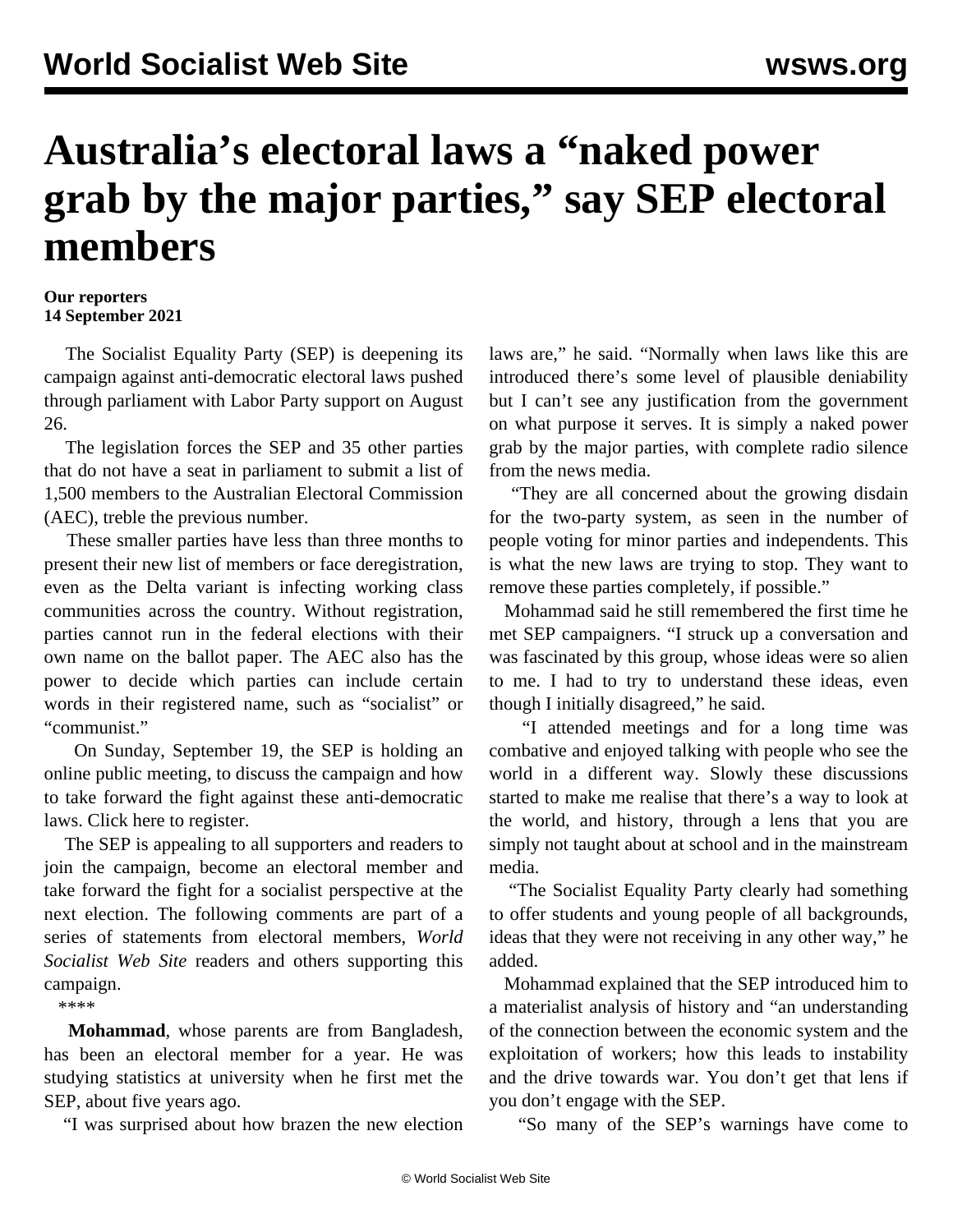# Australia's electoral laws a "naked power grab by the major parties," say SEP electoral members

**Our reporters**
**14 September 2021**

The Socialist Equality Party (SEP) is deepening its campaign against anti-democratic electoral laws pushed through parliament with Labor Party support on August 26.

The legislation forces the SEP and 35 other parties that do not have a seat in parliament to submit a list of 1,500 members to the Australian Electoral Commission (AEC), treble the previous number.

These smaller parties have less than three months to present their new list of members or face deregistration, even as the Delta variant is infecting working class communities across the country. Without registration, parties cannot run in the federal elections with their own name on the ballot paper. The AEC also has the power to decide which parties can include certain words in their registered name, such as "socialist" or "communist."

On Sunday, September 19, the SEP is holding an online public meeting, to discuss the campaign and how to take forward the fight against these anti-democratic laws. Click here to register.

The SEP is appealing to all supporters and readers to join the campaign, become an electoral member and take forward the fight for a socialist perspective at the next election. The following comments are part of a series of statements from electoral members, *World Socialist Web Site* readers and others supporting this campaign.

\*\*\*\*

**Mohammad**, whose parents are from Bangladesh, has been an electoral member for a year. He was studying statistics at university when he first met the SEP, about five years ago.

"I was surprised about how brazen the new election laws are," he said. "Normally when laws like this are introduced there's some level of plausible deniability but I can't see any justification from the government on what purpose it serves. It is simply a naked power grab by the major parties, with complete radio silence from the news media.

"They are all concerned about the growing disdain for the two-party system, as seen in the number of people voting for minor parties and independents. This is what the new laws are trying to stop. They want to remove these parties completely, if possible."

Mohammad said he still remembered the first time he met SEP campaigners. "I struck up a conversation and was fascinated by this group, whose ideas were so alien to me. I had to try to understand these ideas, even though I initially disagreed," he said.

"I attended meetings and for a long time was combative and enjoyed talking with people who see the world in a different way. Slowly these discussions started to make me realise that there's a way to look at the world, and history, through a lens that you are simply not taught about at school and in the mainstream media.

"The Socialist Equality Party clearly had something to offer students and young people of all backgrounds, ideas that they were not receiving in any other way," he added.

Mohammad explained that the SEP introduced him to a materialist analysis of history and "an understanding of the connection between the economic system and the exploitation of workers; how this leads to instability and the drive towards war. You don't get that lens if you don't engage with the SEP.

"So many of the SEP's warnings have come to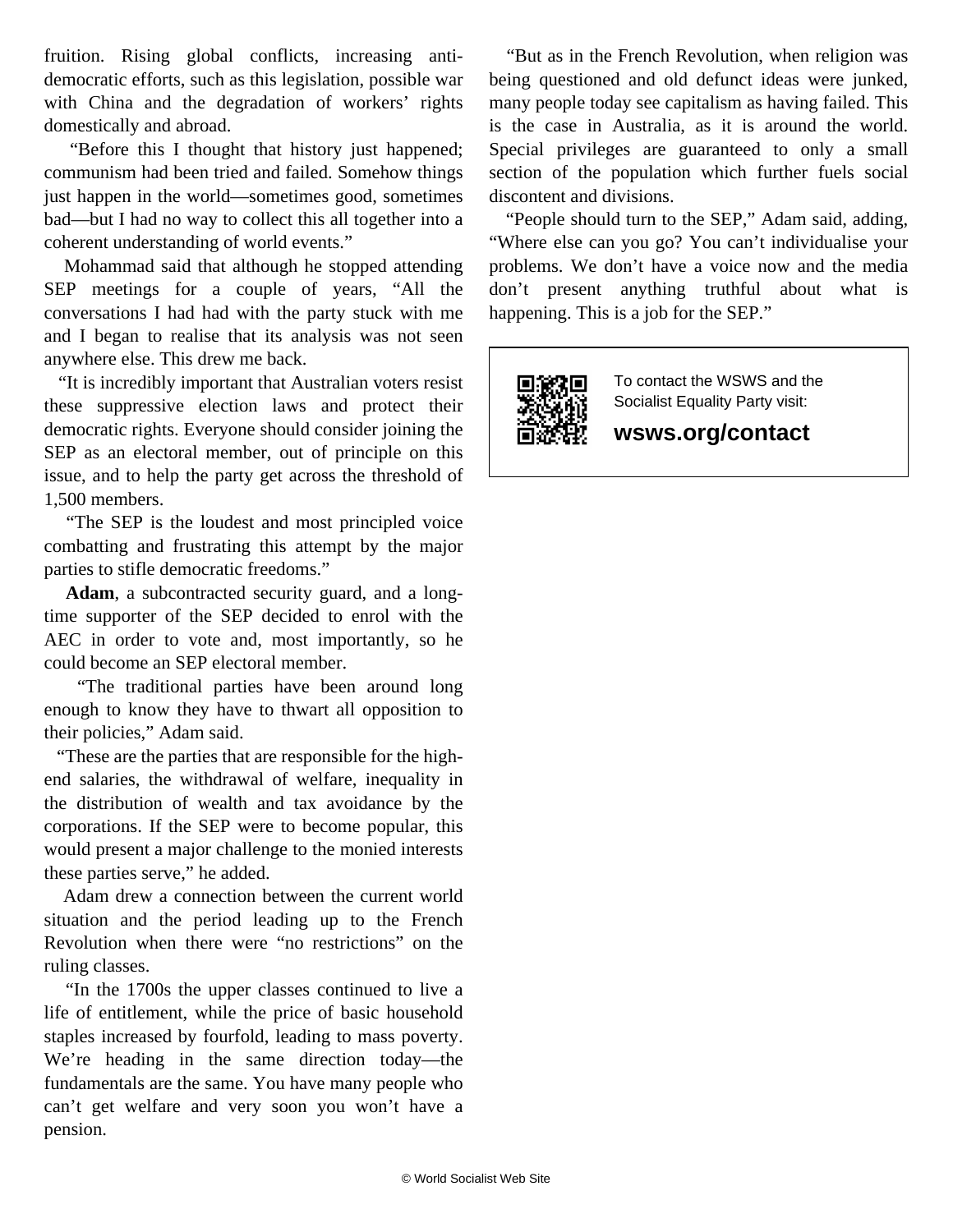fruition. Rising global conflicts, increasing anti-democratic efforts, such as this legislation, possible war with China and the degradation of workers' rights domestically and abroad.

"Before this I thought that history just happened; communism had been tried and failed. Somehow things just happen in the world—sometimes good, sometimes bad—but I had no way to collect this all together into a coherent understanding of world events."

Mohammad said that although he stopped attending SEP meetings for a couple of years, "All the conversations I had had with the party stuck with me and I began to realise that its analysis was not seen anywhere else. This drew me back.

"It is incredibly important that Australian voters resist these suppressive election laws and protect their democratic rights. Everyone should consider joining the SEP as an electoral member, out of principle on this issue, and to help the party get across the threshold of 1,500 members.

"The SEP is the loudest and most principled voice combatting and frustrating this attempt by the major parties to stifle democratic freedoms."

**Adam**, a subcontracted security guard, and a long-time supporter of the SEP decided to enrol with the AEC in order to vote and, most importantly, so he could become an SEP electoral member.

"The traditional parties have been around long enough to know they have to thwart all opposition to their policies," Adam said.

"These are the parties that are responsible for the high-end salaries, the withdrawal of welfare, inequality in the distribution of wealth and tax avoidance by the corporations. If the SEP were to become popular, this would present a major challenge to the monied interests these parties serve," he added.

Adam drew a connection between the current world situation and the period leading up to the French Revolution when there were "no restrictions" on the ruling classes.

"In the 1700s the upper classes continued to live a life of entitlement, while the price of basic household staples increased by fourfold, leading to mass poverty. We're heading in the same direction today—the fundamentals are the same. You have many people who can't get welfare and very soon you won't have a pension.

"But as in the French Revolution, when religion was being questioned and old defunct ideas were junked, many people today see capitalism as having failed. This is the case in Australia, as it is around the world. Special privileges are guaranteed to only a small section of the population which further fuels social discontent and divisions.

"People should turn to the SEP," Adam said, adding, "Where else can you go? You can't individualise your problems. We don't have a voice now and the media don't present anything truthful about what is happening. This is a job for the SEP."

To contact the WSWS and the Socialist Equality Party visit:

**wsws.org/contact**